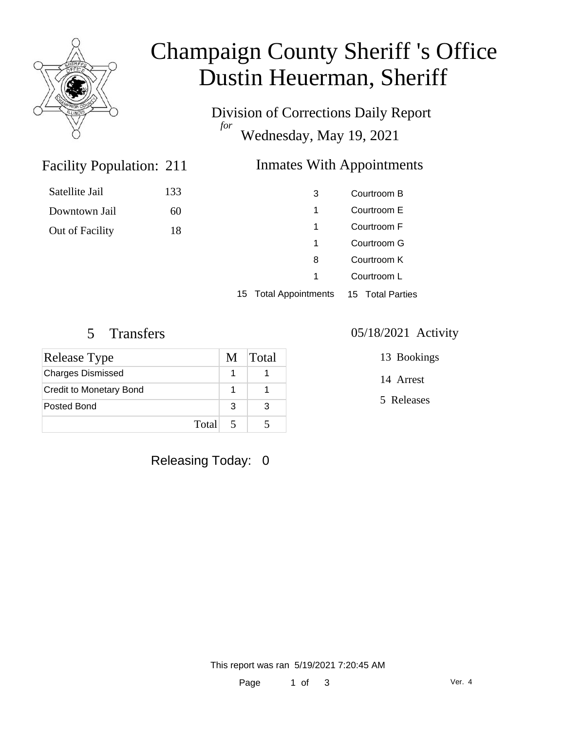# Champaign County Sheriff 's Office
# Dustin Heuerman, Sheriff

Division of Corrections Daily Report
*for*
Wednesday, May 19, 2021

## Facility Population: 211

| | |
|---|---|
| Satellite Jail | 133 |
| Downtown Jail | 60 |
| Out of Facility | 18 |

## Inmates With Appointments

| | |
|---|---|
| 3 | Courtroom B |
| 1 | Courtroom E |
| 1 | Courtroom F |
| 1 | Courtroom G |
| 8 | Courtroom K |
| 1 | Courtroom L |
| 15 Total Appointments | 15 Total Parties |

## 5 Transfers

| Release Type | M | Total |
|---|---|---|
| Charges Dismissed | 1 | 1 |
| Credit to Monetary Bond | 1 | 1 |
| Posted Bond | 3 | 3 |
| Total | 5 | 5 |

## 05/18/2021 Activity

13 Bookings

14 Arrest

5 Releases

Releasing Today: 0

This report was ran 5/19/2021 7:20:45 AM

Ver. 4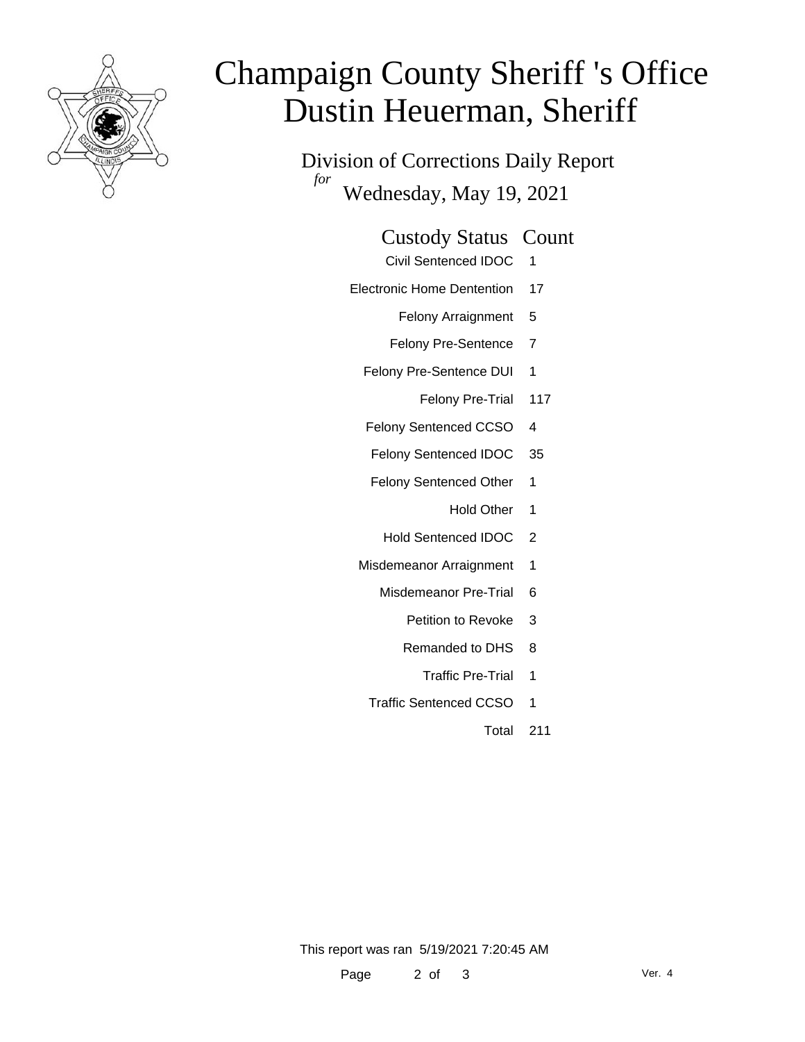# Champaign County Sheriff 's Office
# Dustin Heuerman, Sheriff

## Division of Corrections Daily Report

*for* Wednesday, May 19, 2021

| Custody Status | Count |
|---|---|
| Civil Sentenced IDOC | 1 |
| Electronic Home Dentention | 17 |
| Felony Arraignment | 5 |
| Felony Pre-Sentence | 7 |
| Felony Pre-Sentence DUI | 1 |
| Felony Pre-Trial | 117 |
| Felony Sentenced CCSO | 4 |
| Felony Sentenced IDOC | 35 |
| Felony Sentenced Other | 1 |
| Hold Other | 1 |
| Hold Sentenced IDOC | 2 |
| Misdemeanor Arraignment | 1 |
| Misdemeanor Pre-Trial | 6 |
| Petition to Revoke | 3 |
| Remanded to DHS | 8 |
| Traffic Pre-Trial | 1 |
| Traffic Sentenced CCSO | 1 |
| Total | 211 |

This report was ran 5/19/2021 7:20:45 AM

Ver. 4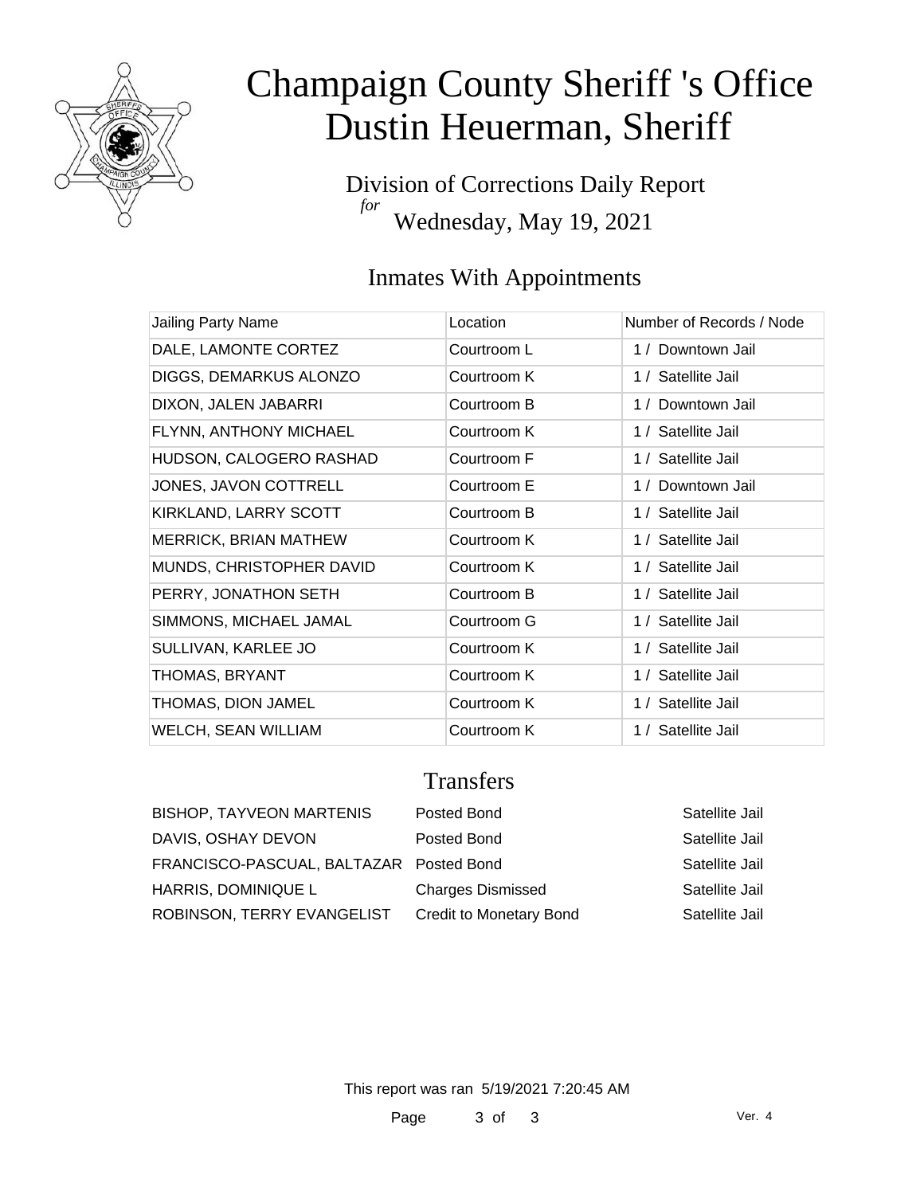# Champaign County Sheriff 's Office
# Dustin Heuerman, Sheriff

Division of Corrections Daily Report
*for*
Wednesday, May 19, 2021

## Inmates With Appointments

| Jailing Party Name | Location | Number of Records / Node |
|---|---|---|
| DALE, LAMONTE CORTEZ | Courtroom L | 1 / Downtown Jail |
| DIGGS, DEMARKUS ALONZO | Courtroom K | 1 / Satellite Jail |
| DIXON, JALEN JABARRI | Courtroom B | 1 / Downtown Jail |
| FLYNN, ANTHONY MICHAEL | Courtroom K | 1 / Satellite Jail |
| HUDSON, CALOGERO RASHAD | Courtroom F | 1 / Satellite Jail |
| JONES, JAVON COTTRELL | Courtroom E | 1 / Downtown Jail |
| KIRKLAND, LARRY SCOTT | Courtroom B | 1 / Satellite Jail |
| MERRICK, BRIAN MATHEW | Courtroom K | 1 / Satellite Jail |
| MUNDS, CHRISTOPHER DAVID | Courtroom K | 1 / Satellite Jail |
| PERRY, JONATHON SETH | Courtroom B | 1 / Satellite Jail |
| SIMMONS, MICHAEL JAMAL | Courtroom G | 1 / Satellite Jail |
| SULLIVAN, KARLEE JO | Courtroom K | 1 / Satellite Jail |
| THOMAS, BRYANT | Courtroom K | 1 / Satellite Jail |
| THOMAS, DION JAMEL | Courtroom K | 1 / Satellite Jail |
| WELCH, SEAN WILLIAM | Courtroom K | 1 / Satellite Jail |

## Transfers

| | | |
|---|---|---|
| BISHOP, TAYVEON MARTENIS | Posted Bond | Satellite Jail |
| DAVIS, OSHAY DEVON | Posted Bond | Satellite Jail |
| FRANCISCO-PASCUAL, BALTAZAR | Posted Bond | Satellite Jail |
| HARRIS, DOMINIQUE L | Charges Dismissed | Satellite Jail |
| ROBINSON, TERRY EVANGELIST | Credit to Monetary Bond | Satellite Jail |

This report was ran 5/19/2021 7:20:45 AM

Ver. 4